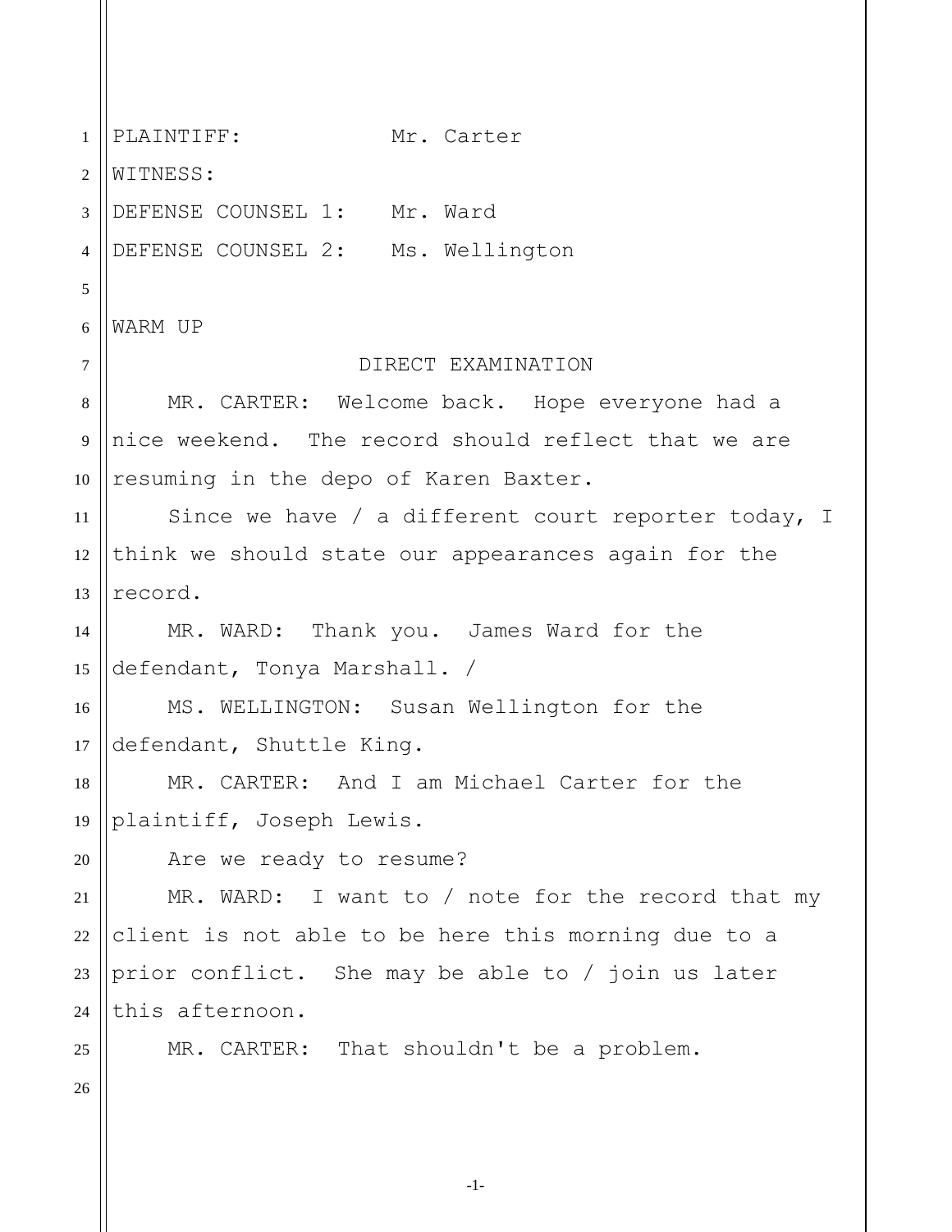PLAINTIFF: Mr. Carter

WITNESS:

DEFENSE COUNSEL 1: Mr. Ward

DEFENSE COUNSEL 2: Ms. Wellington

WARM UP

DIRECT EXAMINATION

MR. CARTER: Welcome back. Hope everyone had a nice weekend. The record should reflect that we are resuming in the depo of Karen Baxter.

Since we have / a different court reporter today, I think we should state our appearances again for the record.

MR. WARD: Thank you. James Ward for the defendant, Tonya Marshall. /

MS. WELLINGTON: Susan Wellington for the defendant, Shuttle King.

MR. CARTER: And I am Michael Carter for the plaintiff, Joseph Lewis.

Are we ready to resume?

MR. WARD: I want to / note for the record that my client is not able to be here this morning due to a prior conflict. She may be able to / join us later this afternoon.

MR. CARTER: That shouldn't be a problem.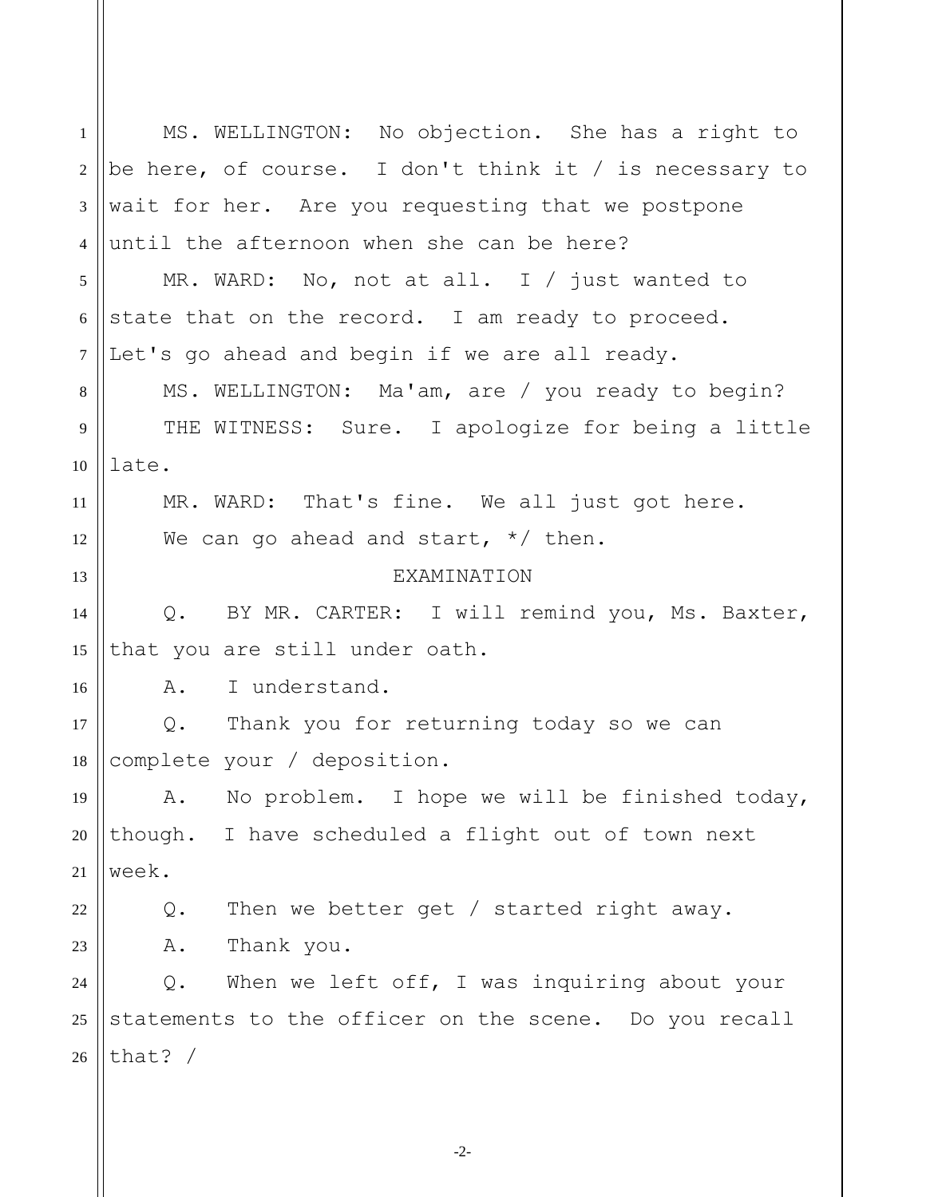MS. WELLINGTON: No objection. She has a right to be here, of course. I don't think it / is necessary to wait for her. Are you requesting that we postpone until the afternoon when she can be here?

MR. WARD: No, not at all. I / just wanted to state that on the record. I am ready to proceed. Let's go ahead and begin if we are all ready.

MS. WELLINGTON: Ma'am, are / you ready to begin?

THE WITNESS: Sure. I apologize for being a little late.

MR. WARD: That's fine. We all just got here. We can go ahead and start, */ then.

EXAMINATION

Q. BY MR. CARTER: I will remind you, Ms. Baxter, that you are still under oath.

A. I understand.

Q. Thank you for returning today so we can complete your / deposition.

A. No problem. I hope we will be finished today, though. I have scheduled a flight out of town next week.

Q. Then we better get / started right away.

A. Thank you.

Q. When we left off, I was inquiring about your statements to the officer on the scene. Do you recall that? /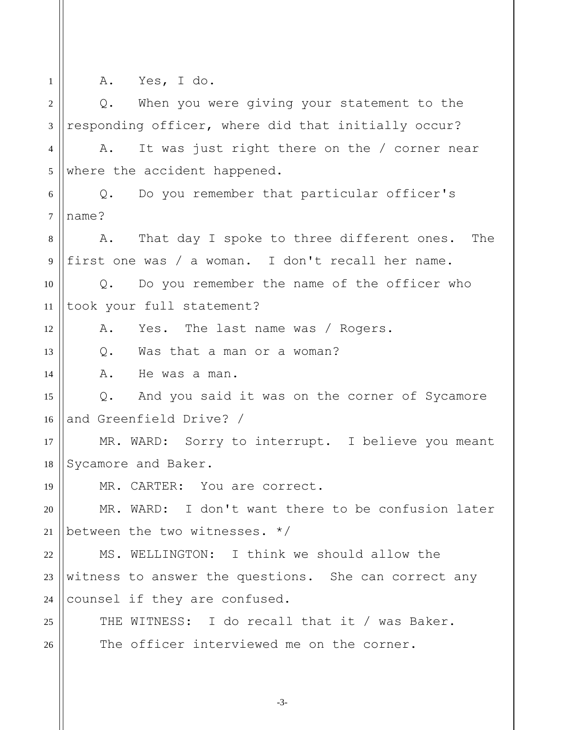A. Yes, I do.

Q. When you were giving your statement to the responding officer, where did that initially occur?

A. It was just right there on the / corner near where the accident happened.

Q. Do you remember that particular officer's name?

A. That day I spoke to three different ones. The first one was / a woman. I don't recall her name.

Q. Do you remember the name of the officer who took your full statement?

A. Yes. The last name was / Rogers.

Q. Was that a man or a woman?

A. He was a man.

Q. And you said it was on the corner of Sycamore and Greenfield Drive? /

MR. WARD: Sorry to interrupt. I believe you meant Sycamore and Baker.

MR. CARTER: You are correct.

MR. WARD: I don't want there to be confusion later between the two witnesses. */

MS. WELLINGTON: I think we should allow the witness to answer the questions. She can correct any counsel if they are confused.

THE WITNESS: I do recall that it / was Baker. The officer interviewed me on the corner.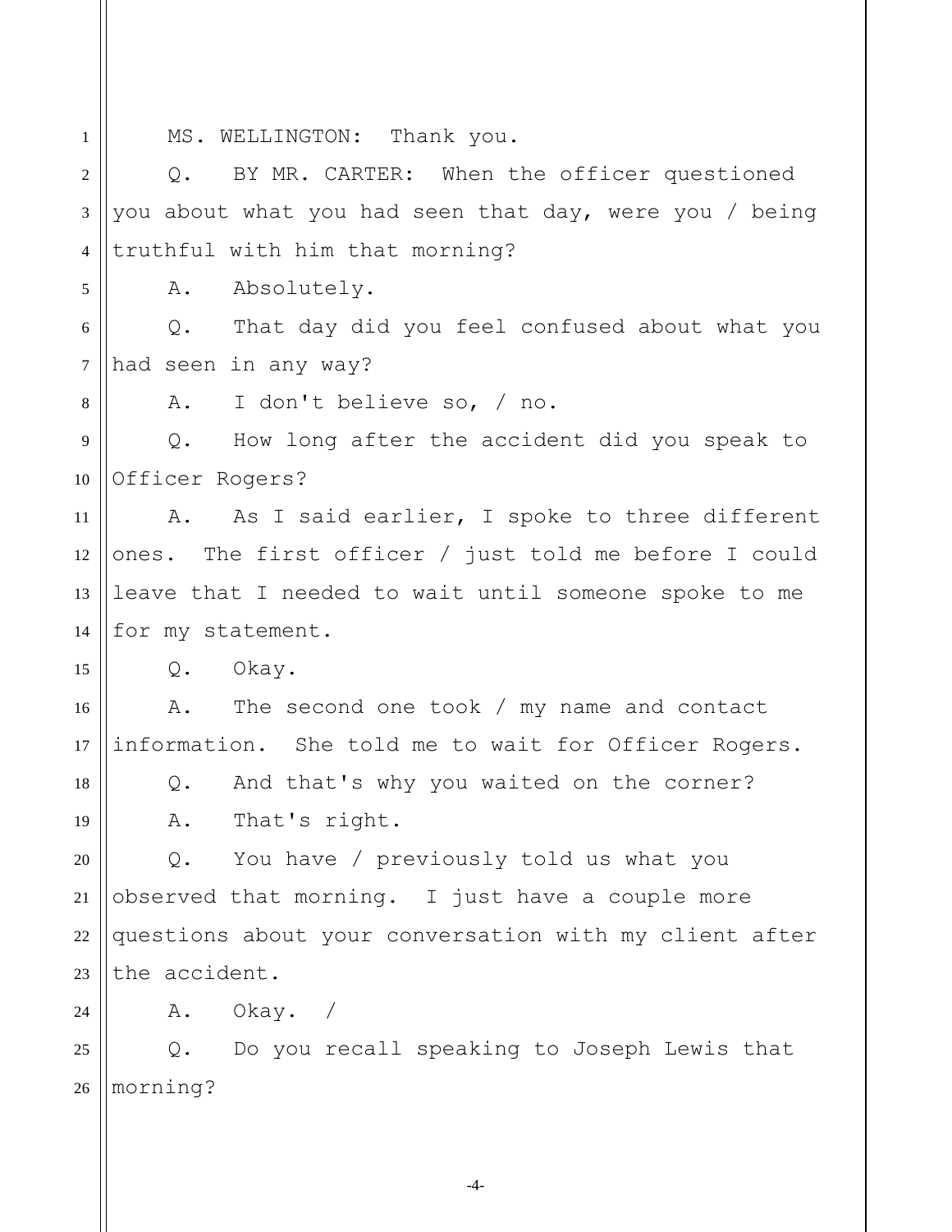MS. WELLINGTON: Thank you.

Q. BY MR. CARTER: When the officer questioned you about what you had seen that day, were you / being truthful with him that morning?

A. Absolutely.

Q. That day did you feel confused about what you had seen in any way?

A. I don't believe so, / no.

Q. How long after the accident did you speak to Officer Rogers?

A. As I said earlier, I spoke to three different ones. The first officer / just told me before I could leave that I needed to wait until someone spoke to me for my statement.

Q. Okay.

A. The second one took / my name and contact information. She told me to wait for Officer Rogers.

Q. And that's why you waited on the corner?

A. That's right.

Q. You have / previously told us what you observed that morning. I just have a couple more questions about your conversation with my client after the accident.

A. Okay. /

Q. Do you recall speaking to Joseph Lewis that morning?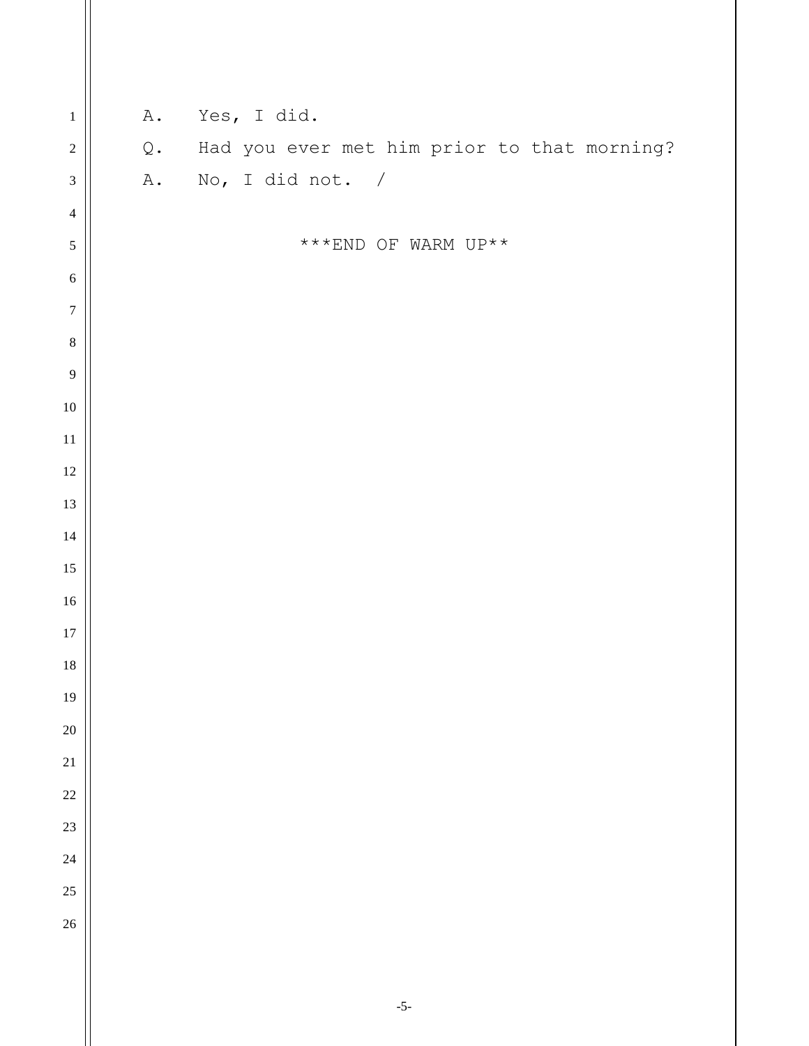A. Yes, I did.

Q. Had you ever met him prior to that morning?

A. No, I did not. /

***END OF WARM UP**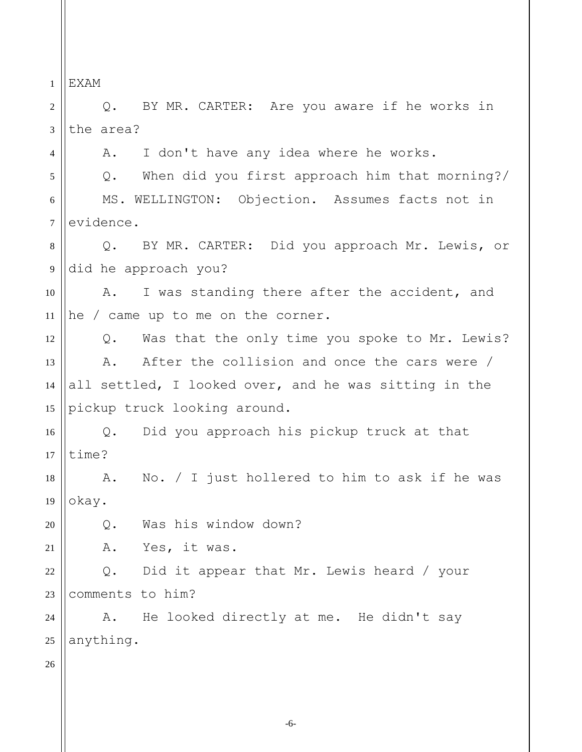EXAM

Q. BY MR. CARTER: Are you aware if he works in the area?

A. I don't have any idea where he works.

Q. When did you first approach him that morning?/

MS. WELLINGTON: Objection. Assumes facts not in evidence.

Q. BY MR. CARTER: Did you approach Mr. Lewis, or did he approach you?

A. I was standing there after the accident, and he / came up to me on the corner.

Q. Was that the only time you spoke to Mr. Lewis?

A. After the collision and once the cars were / all settled, I looked over, and he was sitting in the pickup truck looking around.

Q. Did you approach his pickup truck at that time?

A. No. / I just hollered to him to ask if he was okay.

Q. Was his window down?

A. Yes, it was.

Q. Did it appear that Mr. Lewis heard / your comments to him?

A. He looked directly at me. He didn't say anything.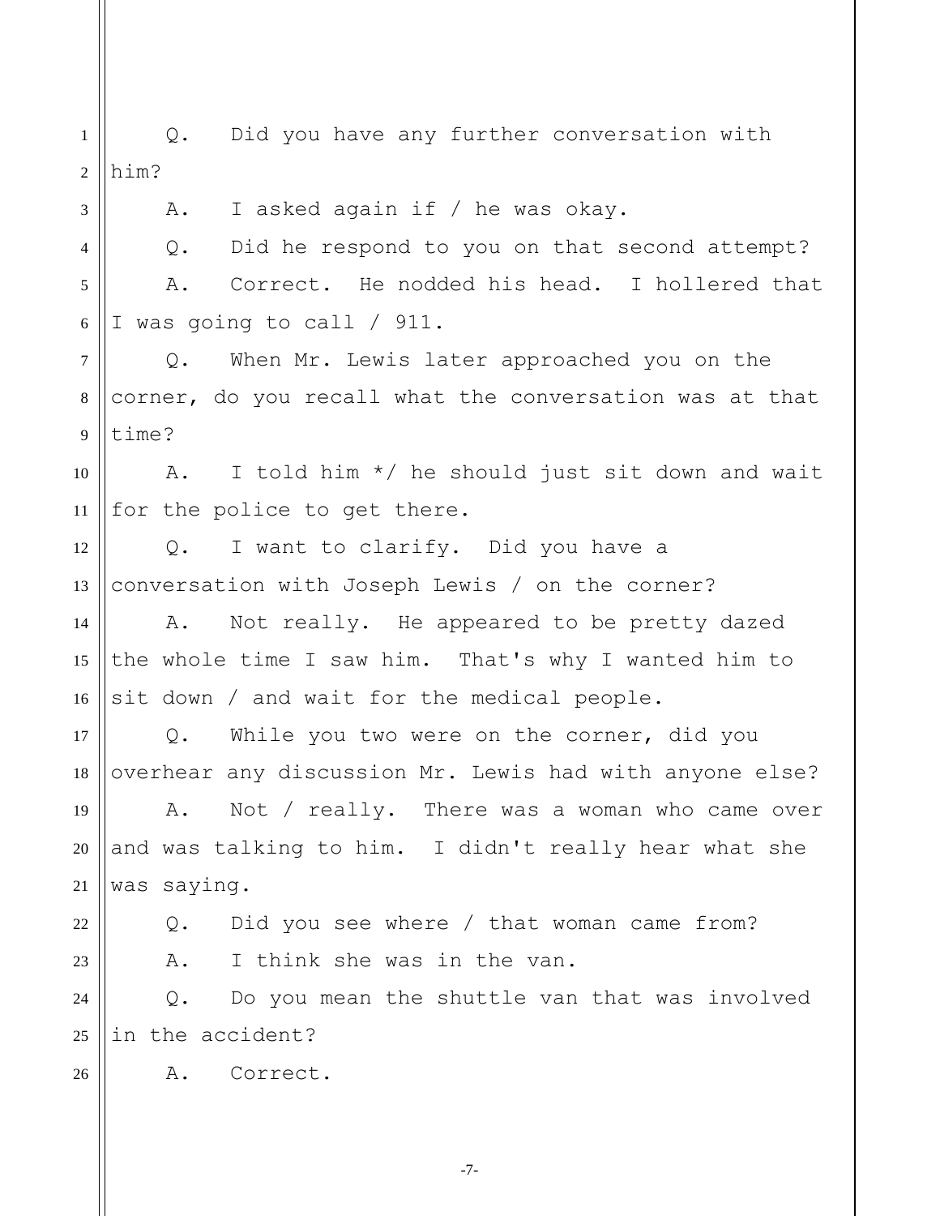Q. Did you have any further conversation with him?

A. I asked again if / he was okay.

Q. Did he respond to you on that second attempt?

A. Correct. He nodded his head. I hollered that I was going to call / 911.

Q. When Mr. Lewis later approached you on the corner, do you recall what the conversation was at that time?

A. I told him */ he should just sit down and wait for the police to get there.

Q. I want to clarify. Did you have a conversation with Joseph Lewis / on the corner?

A. Not really. He appeared to be pretty dazed the whole time I saw him. That's why I wanted him to sit down / and wait for the medical people.

Q. While you two were on the corner, did you overhear any discussion Mr. Lewis had with anyone else?

A. Not / really. There was a woman who came over and was talking to him. I didn't really hear what she was saying.

Q. Did you see where / that woman came from?

A. I think she was in the van.

Q. Do you mean the shuttle van that was involved in the accident?

A. Correct.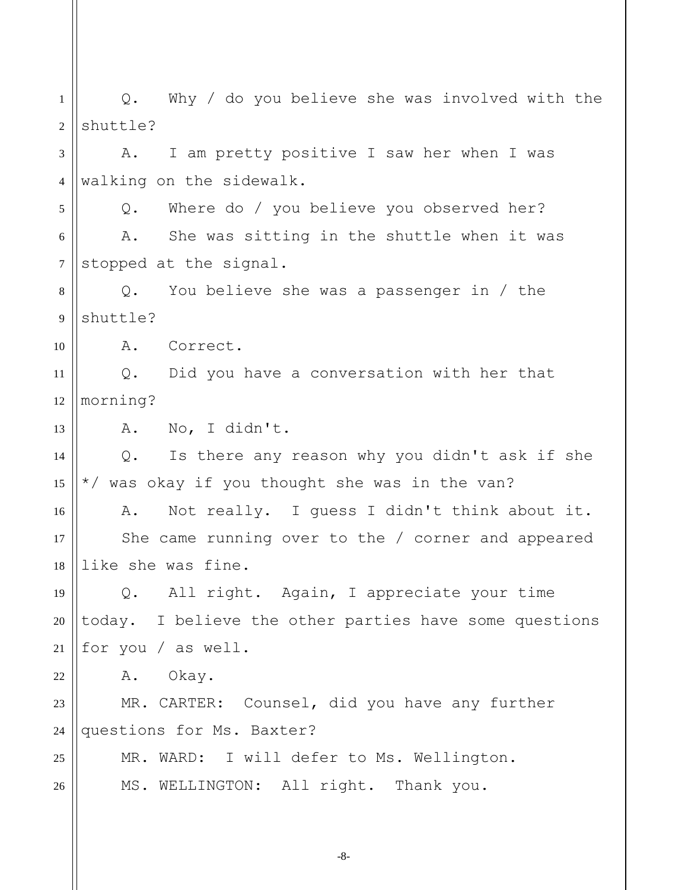Q. Why / do you believe she was involved with the shuttle?

A. I am pretty positive I saw her when I was walking on the sidewalk.

Q. Where do / you believe you observed her?

A. She was sitting in the shuttle when it was stopped at the signal.

Q. You believe she was a passenger in / the shuttle?

A. Correct.

Q. Did you have a conversation with her that morning?

A. No, I didn't.

Q. Is there any reason why you didn't ask if she */ was okay if you thought she was in the van?

A. Not really. I guess I didn't think about it. She came running over to the / corner and appeared like she was fine.

Q. All right. Again, I appreciate your time today. I believe the other parties have some questions for you / as well.

A. Okay.

MR. CARTER: Counsel, did you have any further questions for Ms. Baxter?

MR. WARD: I will defer to Ms. Wellington.

MS. WELLINGTON: All right. Thank you.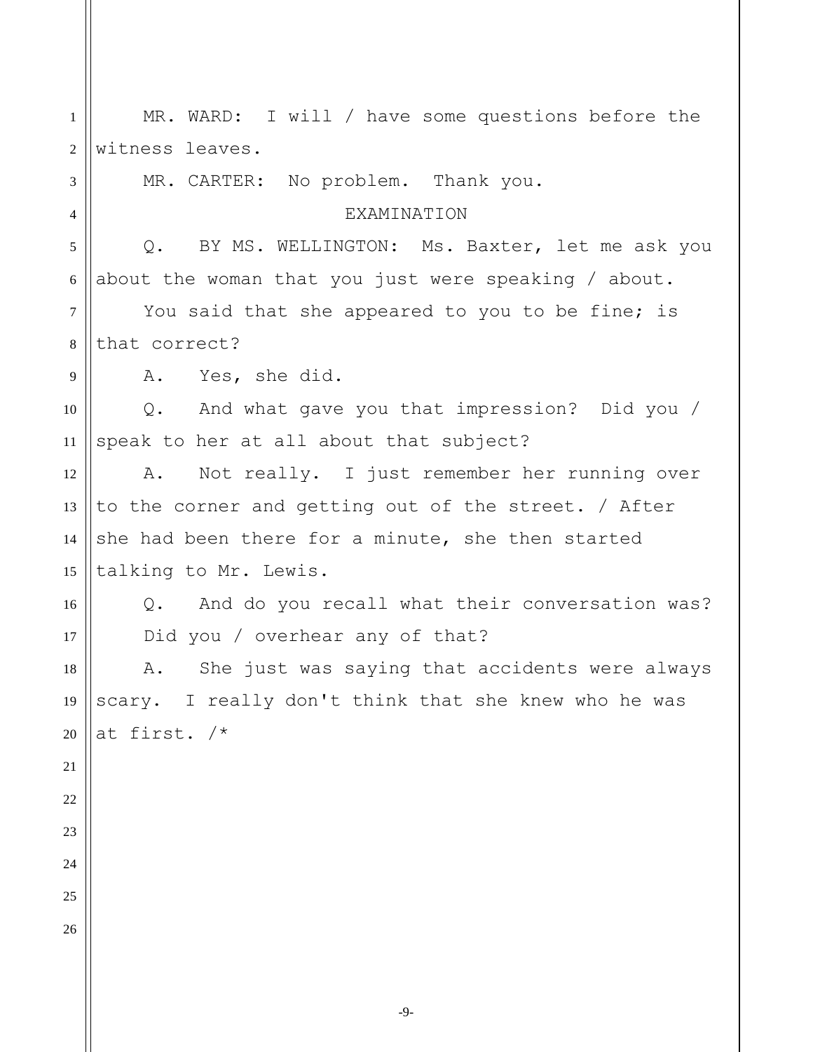MR. WARD: I will / have some questions before the witness leaves.

MR. CARTER: No problem. Thank you.

EXAMINATION

Q. BY MS. WELLINGTON: Ms. Baxter, let me ask you about the woman that you just were speaking / about.

You said that she appeared to you to be fine; is that correct?

A. Yes, she did.

Q. And what gave you that impression? Did you / speak to her at all about that subject?

A. Not really. I just remember her running over to the corner and getting out of the street. / After she had been there for a minute, she then started talking to Mr. Lewis.

Q. And do you recall what their conversation was? Did you / overhear any of that?

A. She just was saying that accidents were always scary. I really don't think that she knew who he was at first. /*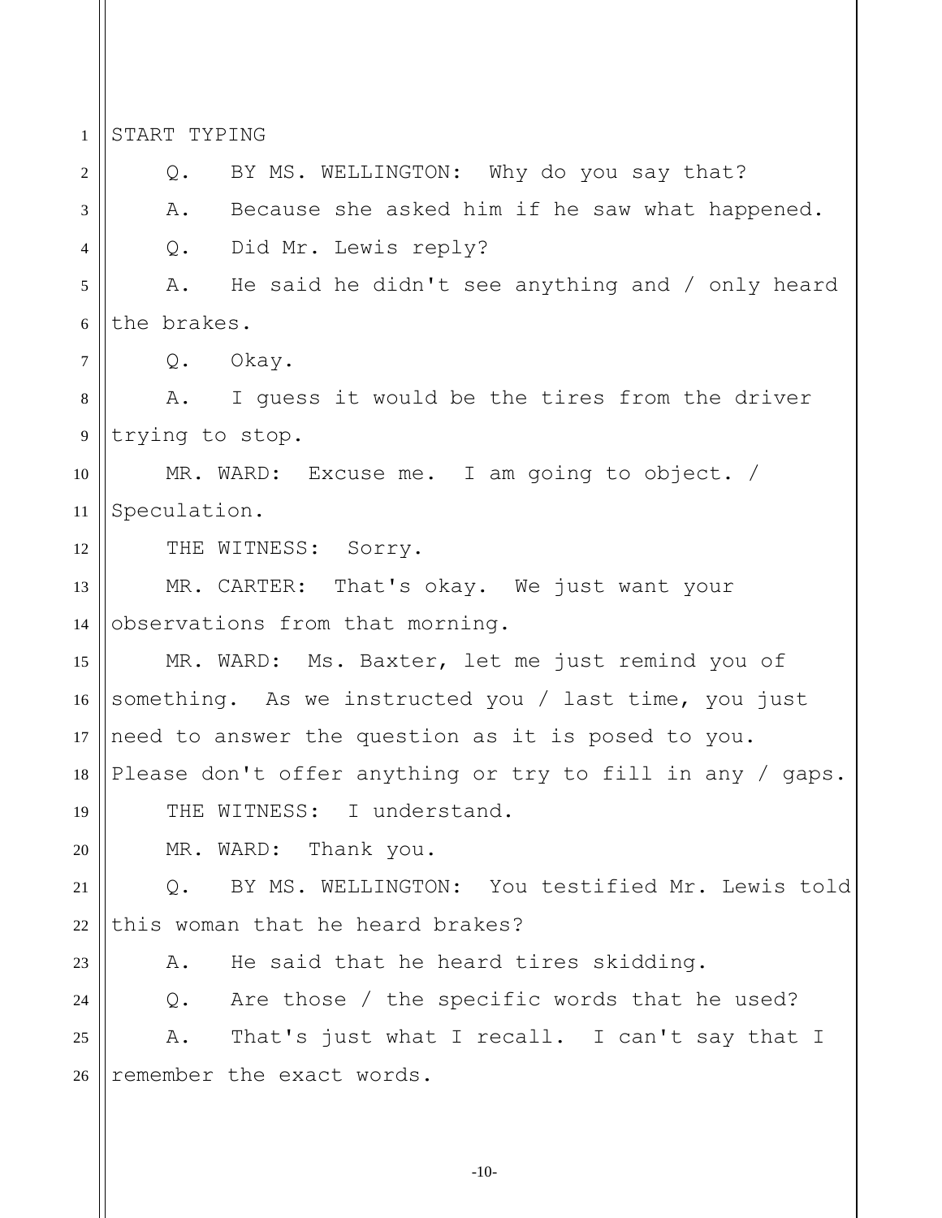START TYPING

Q. BY MS. WELLINGTON: Why do you say that?

A. Because she asked him if he saw what happened.

Q. Did Mr. Lewis reply?

A. He said he didn't see anything and / only heard the brakes.

Q. Okay.

A. I guess it would be the tires from the driver trying to stop.

MR. WARD: Excuse me. I am going to object. / Speculation.

THE WITNESS: Sorry.

MR. CARTER: That's okay. We just want your observations from that morning.

MR. WARD: Ms. Baxter, let me just remind you of something. As we instructed you / last time, you just need to answer the question as it is posed to you. Please don't offer anything or try to fill in any / gaps.

THE WITNESS: I understand.

MR. WARD: Thank you.

Q. BY MS. WELLINGTON: You testified Mr. Lewis told this woman that he heard brakes?

A. He said that he heard tires skidding.

Q. Are those / the specific words that he used?

A. That's just what I recall. I can't say that I remember the exact words.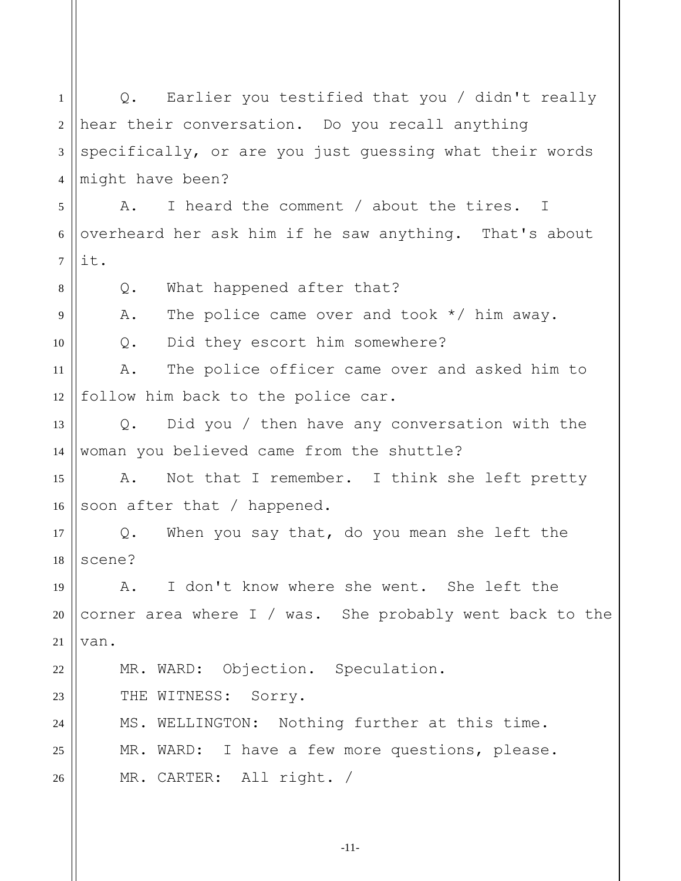Q. Earlier you testified that you / didn't really hear their conversation. Do you recall anything specifically, or are you just guessing what their words might have been?

A. I heard the comment / about the tires. I overheard her ask him if he saw anything. That's about it.

Q. What happened after that?

A. The police came over and took */ him away.

Q. Did they escort him somewhere?

A. The police officer came over and asked him to follow him back to the police car.

Q. Did you / then have any conversation with the woman you believed came from the shuttle?

A. Not that I remember. I think she left pretty soon after that / happened.

Q. When you say that, do you mean she left the scene?

A. I don't know where she went. She left the corner area where I / was. She probably went back to the van.

MR. WARD: Objection. Speculation.

THE WITNESS: Sorry.

MS. WELLINGTON: Nothing further at this time.

MR. WARD: I have a few more questions, please.

MR. CARTER: All right. /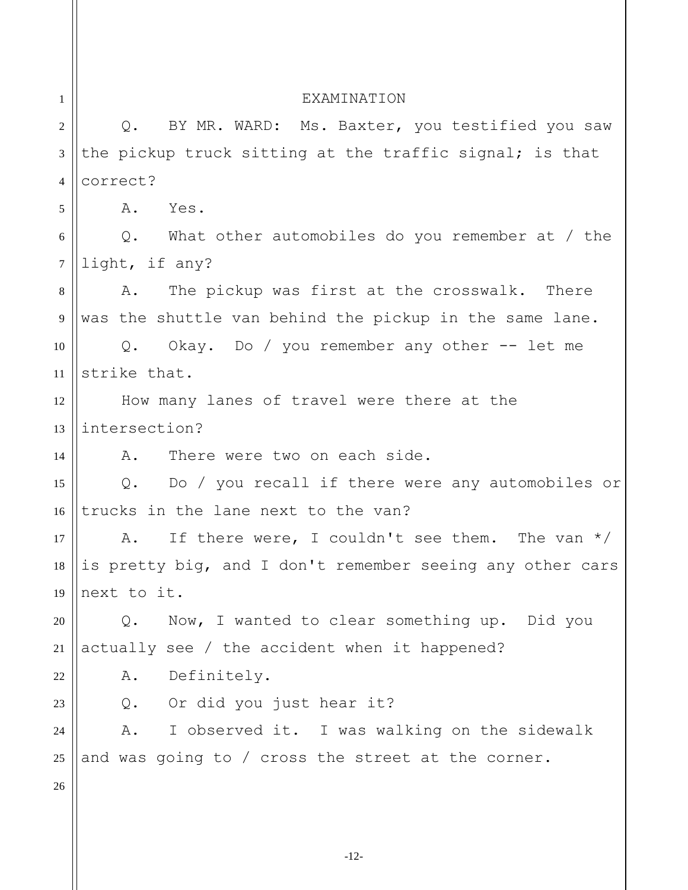EXAMINATION

Q. BY MR. WARD: Ms. Baxter, you testified you saw the pickup truck sitting at the traffic signal; is that correct?

A. Yes.

Q. What other automobiles do you remember at / the light, if any?

A. The pickup was first at the crosswalk. There was the shuttle van behind the pickup in the same lane.

Q. Okay. Do / you remember any other -- let me strike that.

How many lanes of travel were there at the intersection?

A. There were two on each side.

Q. Do / you recall if there were any automobiles or trucks in the lane next to the van?

A. If there were, I couldn't see them. The van */ is pretty big, and I don't remember seeing any other cars next to it.

Q. Now, I wanted to clear something up. Did you actually see / the accident when it happened?

A. Definitely.

Q. Or did you just hear it?

A. I observed it. I was walking on the sidewalk and was going to / cross the street at the corner.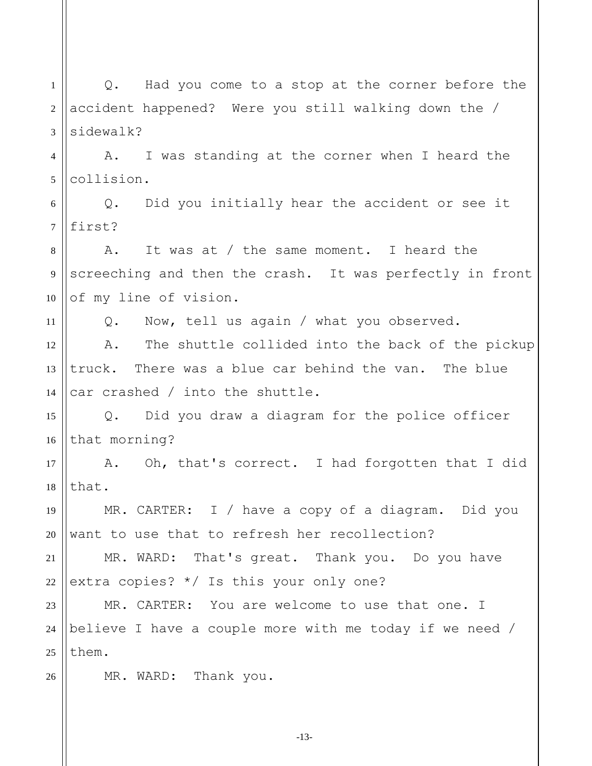Q. Had you come to a stop at the corner before the accident happened? Were you still walking down the / sidewalk?

A. I was standing at the corner when I heard the collision.

Q. Did you initially hear the accident or see it first?

A. It was at / the same moment. I heard the screeching and then the crash. It was perfectly in front of my line of vision.

Q. Now, tell us again / what you observed.

A. The shuttle collided into the back of the pickup truck. There was a blue car behind the van. The blue car crashed / into the shuttle.

Q. Did you draw a diagram for the police officer that morning?

A. Oh, that's correct. I had forgotten that I did that.

MR. CARTER: I / have a copy of a diagram. Did you want to use that to refresh her recollection?

MR. WARD: That's great. Thank you. Do you have extra copies? */ Is this your only one?

MR. CARTER: You are welcome to use that one. I believe I have a couple more with me today if we need / them.

MR. WARD: Thank you.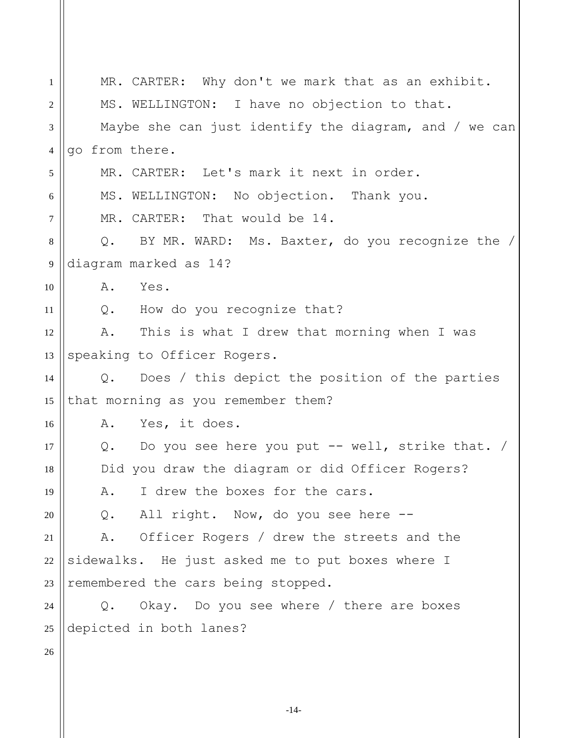MR. CARTER: Why don't we mark that as an exhibit.

MS. WELLINGTON: I have no objection to that.

Maybe she can just identify the diagram, and / we can go from there.

MR. CARTER: Let's mark it next in order.

MS. WELLINGTON: No objection. Thank you.

MR. CARTER: That would be 14.

Q. BY MR. WARD: Ms. Baxter, do you recognize the / diagram marked as 14?

A. Yes.

Q. How do you recognize that?

A. This is what I drew that morning when I was speaking to Officer Rogers.

Q. Does / this depict the position of the parties that morning as you remember them?

A. Yes, it does.

Q. Do you see here you put -- well, strike that. /

Did you draw the diagram or did Officer Rogers?

A. I drew the boxes for the cars.

Q. All right. Now, do you see here --

A. Officer Rogers / drew the streets and the sidewalks. He just asked me to put boxes where I remembered the cars being stopped.

Q. Okay. Do you see where / there are boxes depicted in both lanes?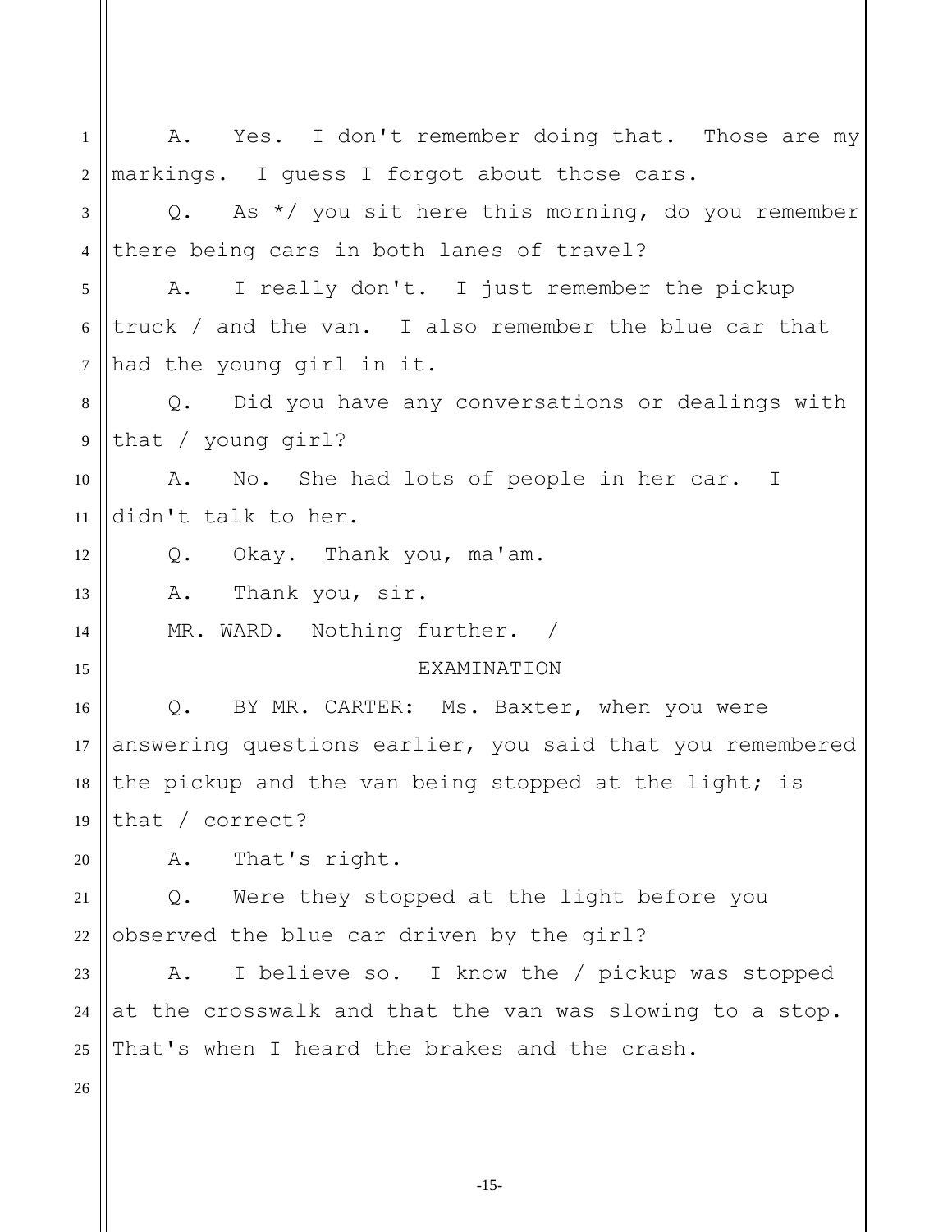A. Yes. I don't remember doing that. Those are my markings. I guess I forgot about those cars.

Q. As */ you sit here this morning, do you remember there being cars in both lanes of travel?

A. I really don't. I just remember the pickup truck / and the van. I also remember the blue car that had the young girl in it.

Q. Did you have any conversations or dealings with that / young girl?

A. No. She had lots of people in her car. I didn't talk to her.

Q. Okay. Thank you, ma'am.

A. Thank you, sir.

MR. WARD. Nothing further. /

EXAMINATION

Q. BY MR. CARTER: Ms. Baxter, when you were answering questions earlier, you said that you remembered the pickup and the van being stopped at the light; is that / correct?

A. That's right.

Q. Were they stopped at the light before you observed the blue car driven by the girl?

A. I believe so. I know the / pickup was stopped at the crosswalk and that the van was slowing to a stop. That's when I heard the brakes and the crash.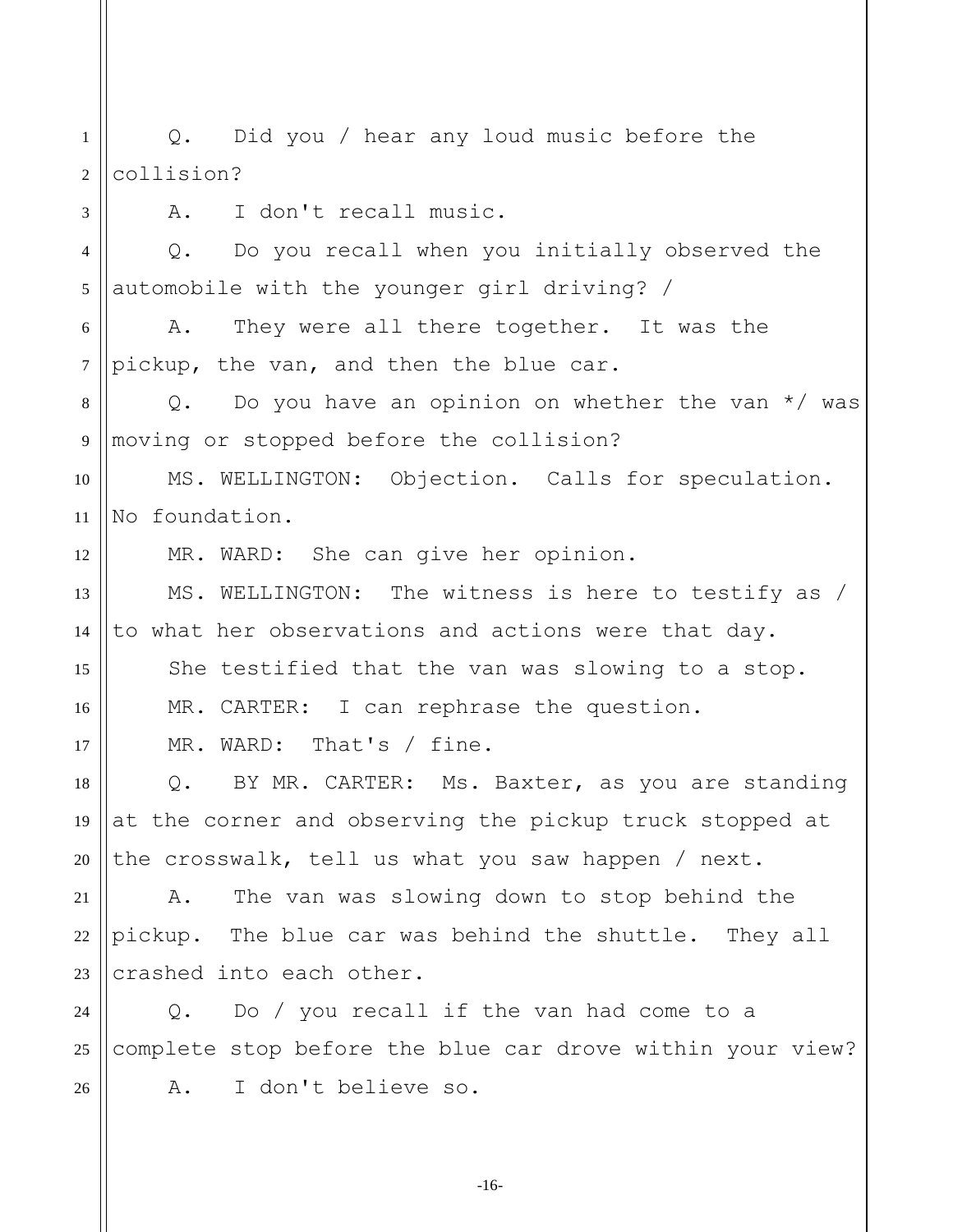Q. Did you / hear any loud music before the collision?

A. I don't recall music.

Q. Do you recall when you initially observed the automobile with the younger girl driving? /

A. They were all there together. It was the pickup, the van, and then the blue car.

Q. Do you have an opinion on whether the van */ was moving or stopped before the collision?

MS. WELLINGTON: Objection. Calls for speculation. No foundation.

MR. WARD: She can give her opinion.

MS. WELLINGTON: The witness is here to testify as / to what her observations and actions were that day.

She testified that the van was slowing to a stop.

MR. CARTER: I can rephrase the question.

MR. WARD: That's / fine.

Q. BY MR. CARTER: Ms. Baxter, as you are standing at the corner and observing the pickup truck stopped at the crosswalk, tell us what you saw happen / next.

A. The van was slowing down to stop behind the pickup. The blue car was behind the shuttle. They all crashed into each other.

Q. Do / you recall if the van had come to a complete stop before the blue car drove within your view?

A. I don't believe so.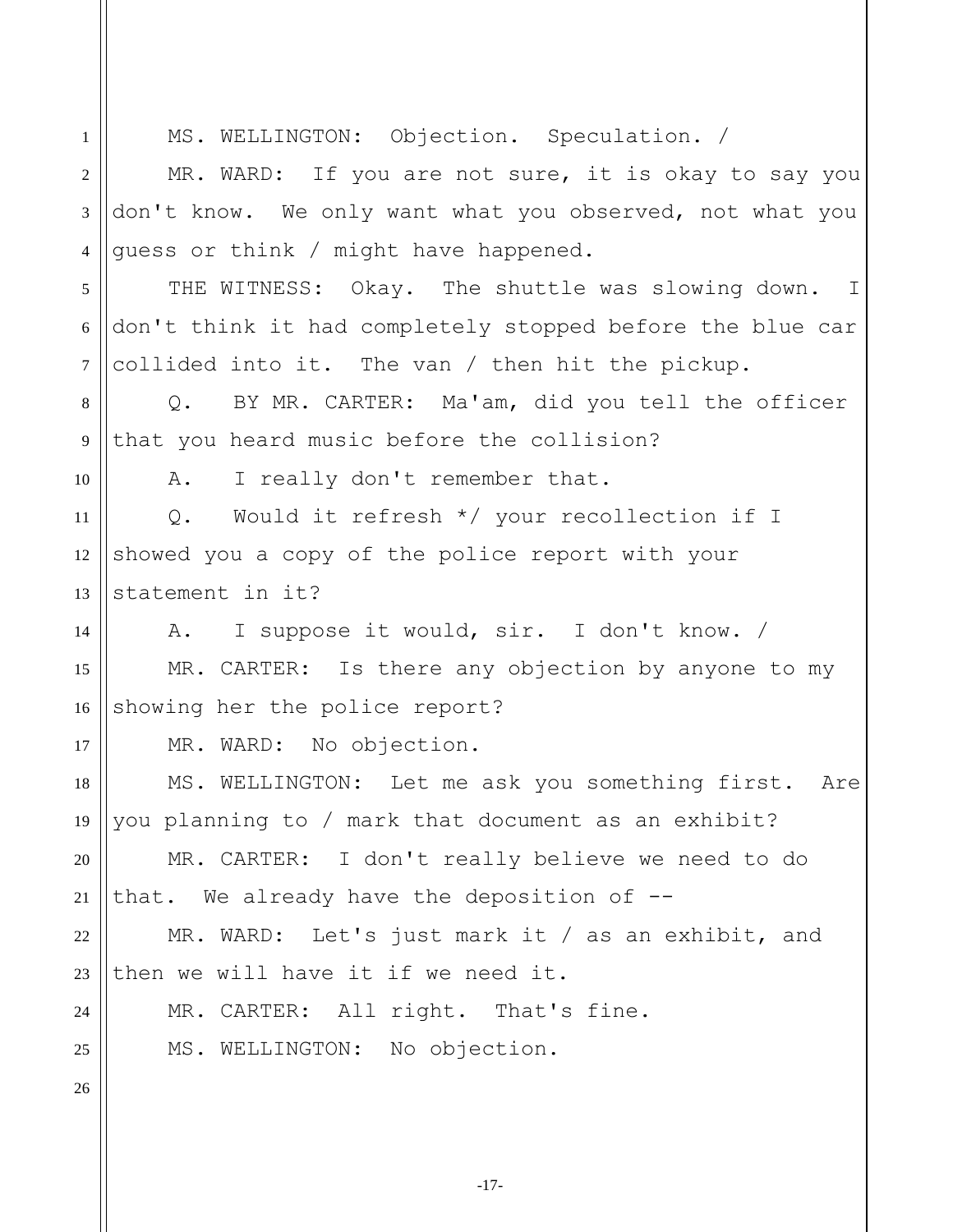MS. WELLINGTON: Objection. Speculation. /

MR. WARD: If you are not sure, it is okay to say you don't know. We only want what you observed, not what you guess or think / might have happened.

THE WITNESS: Okay. The shuttle was slowing down. I don't think it had completely stopped before the blue car collided into it. The van / then hit the pickup.

Q. BY MR. CARTER: Ma'am, did you tell the officer that you heard music before the collision?

A. I really don't remember that.

Q. Would it refresh */ your recollection if I showed you a copy of the police report with your statement in it?

A. I suppose it would, sir. I don't know. /

MR. CARTER: Is there any objection by anyone to my showing her the police report?

MR. WARD: No objection.

MS. WELLINGTON: Let me ask you something first. Are you planning to / mark that document as an exhibit?

MR. CARTER: I don't really believe we need to do that. We already have the deposition of --

MR. WARD: Let's just mark it / as an exhibit, and then we will have it if we need it.

MR. CARTER: All right. That's fine.

MS. WELLINGTON: No objection.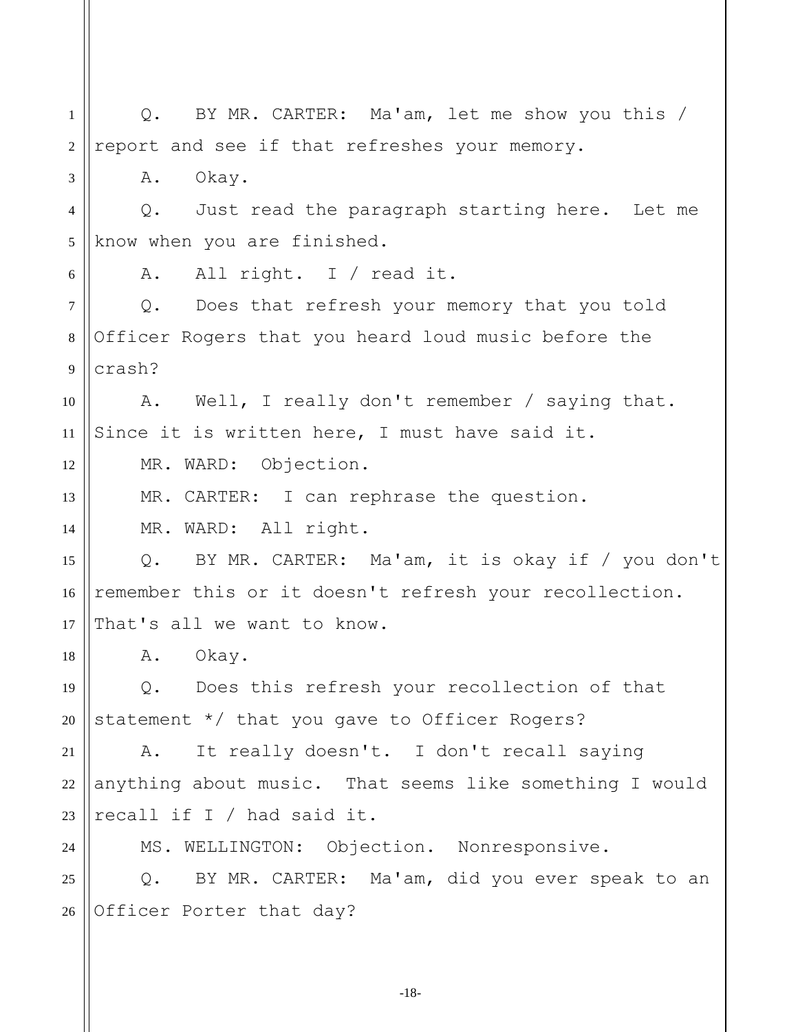Q. BY MR. CARTER: Ma'am, let me show you this / report and see if that refreshes your memory.

A. Okay.

Q. Just read the paragraph starting here. Let me know when you are finished.

A. All right. I / read it.

Q. Does that refresh your memory that you told Officer Rogers that you heard loud music before the crash?

A. Well, I really don't remember / saying that. Since it is written here, I must have said it.

MR. WARD: Objection.

MR. CARTER: I can rephrase the question.

MR. WARD: All right.

Q. BY MR. CARTER: Ma'am, it is okay if / you don't remember this or it doesn't refresh your recollection. That's all we want to know.

A. Okay.

Q. Does this refresh your recollection of that statement */ that you gave to Officer Rogers?

A. It really doesn't. I don't recall saying anything about music. That seems like something I would recall if I / had said it.

MS. WELLINGTON: Objection. Nonresponsive.

Q. BY MR. CARTER: Ma'am, did you ever speak to an Officer Porter that day?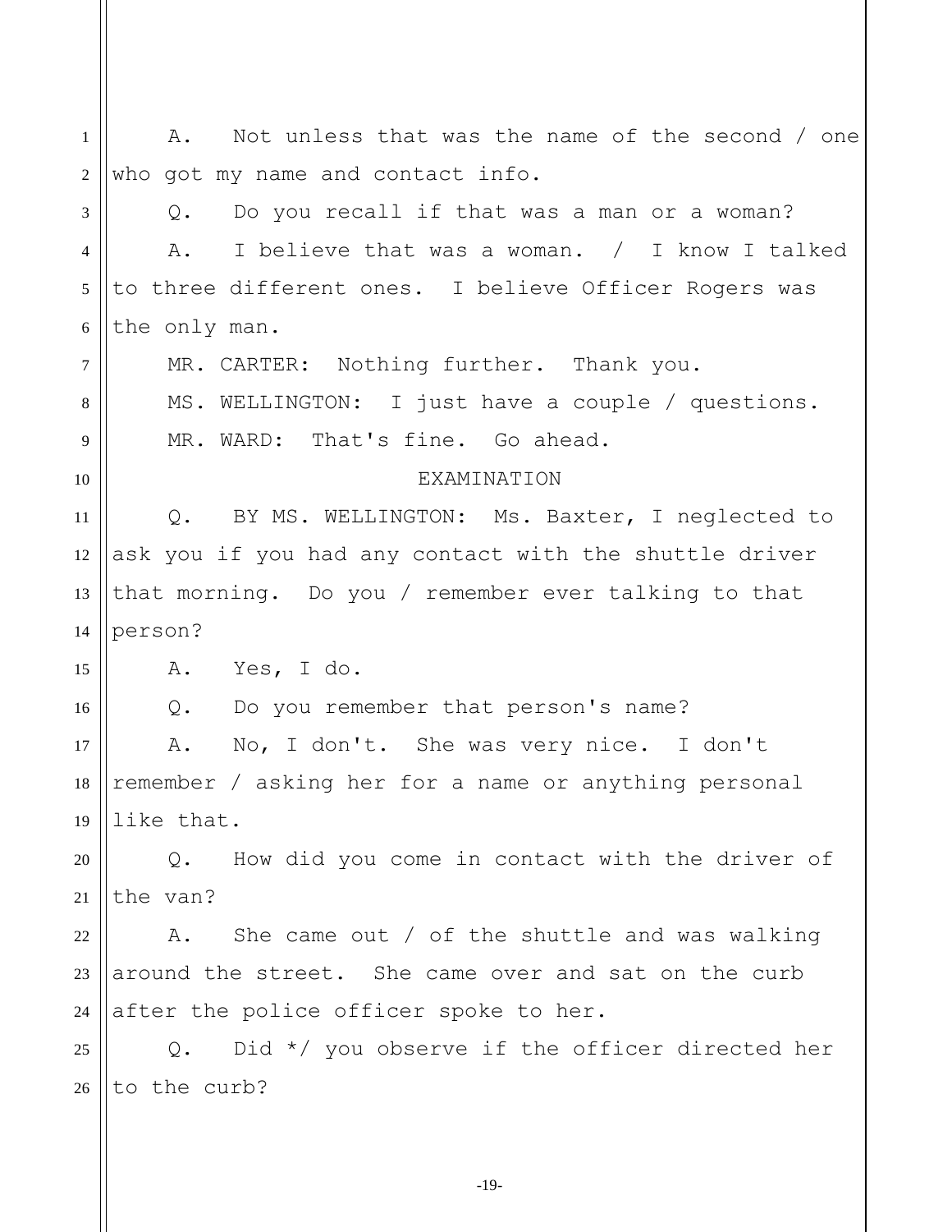A. Not unless that was the name of the second / one who got my name and contact info.

Q. Do you recall if that was a man or a woman?

A. I believe that was a woman. / I know I talked to three different ones. I believe Officer Rogers was the only man.

MR. CARTER: Nothing further. Thank you.

MS. WELLINGTON: I just have a couple / questions.

MR. WARD: That's fine. Go ahead.

EXAMINATION

Q. BY MS. WELLINGTON: Ms. Baxter, I neglected to ask you if you had any contact with the shuttle driver that morning. Do you / remember ever talking to that person?

A. Yes, I do.

Q. Do you remember that person's name?

A. No, I don't. She was very nice. I don't remember / asking her for a name or anything personal like that.

Q. How did you come in contact with the driver of the van?

A. She came out / of the shuttle and was walking around the street. She came over and sat on the curb after the police officer spoke to her.

Q. Did */ you observe if the officer directed her to the curb?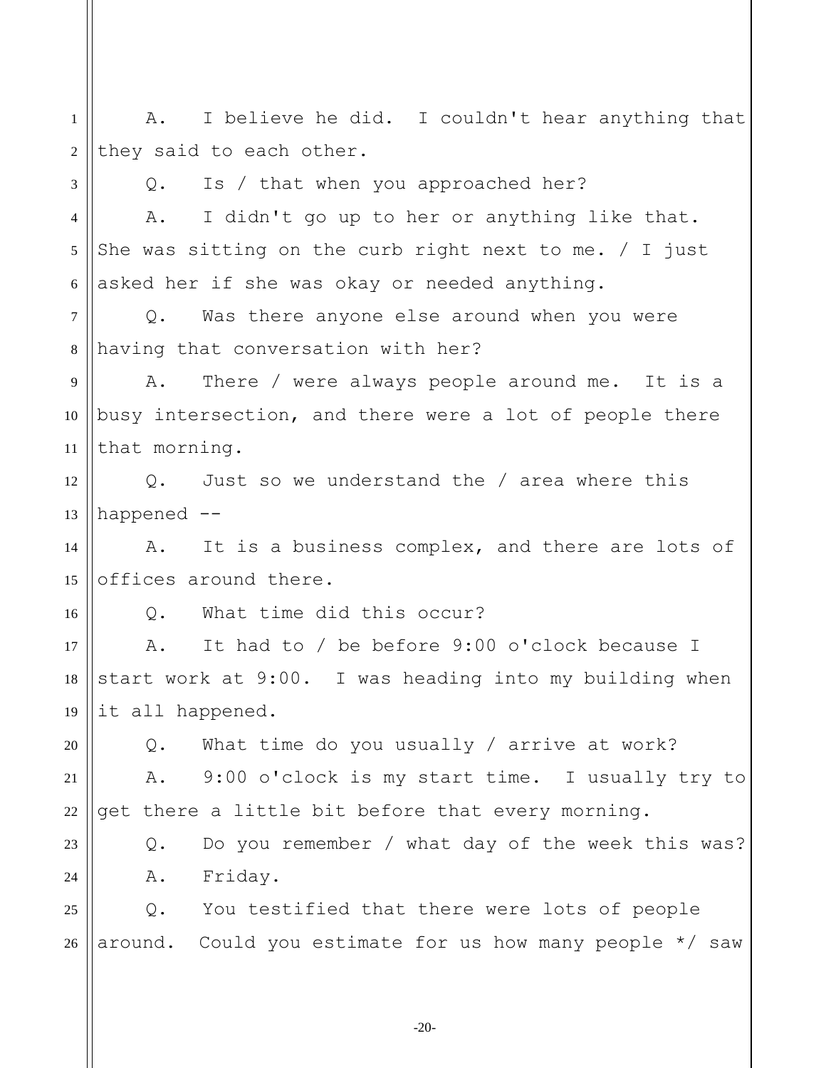A. I believe he did. I couldn't hear anything that they said to each other.

Q. Is / that when you approached her?

A. I didn't go up to her or anything like that. She was sitting on the curb right next to me. / I just asked her if she was okay or needed anything.

Q. Was there anyone else around when you were having that conversation with her?

A. There / were always people around me. It is a busy intersection, and there were a lot of people there that morning.

Q. Just so we understand the / area where this happened --

A. It is a business complex, and there are lots of offices around there.

Q. What time did this occur?

A. It had to / be before 9:00 o'clock because I start work at 9:00. I was heading into my building when it all happened.

Q. What time do you usually / arrive at work?

A. 9:00 o'clock is my start time. I usually try to get there a little bit before that every morning.

Q. Do you remember / what day of the week this was?

A. Friday.

Q. You testified that there were lots of people around. Could you estimate for us how many people */ saw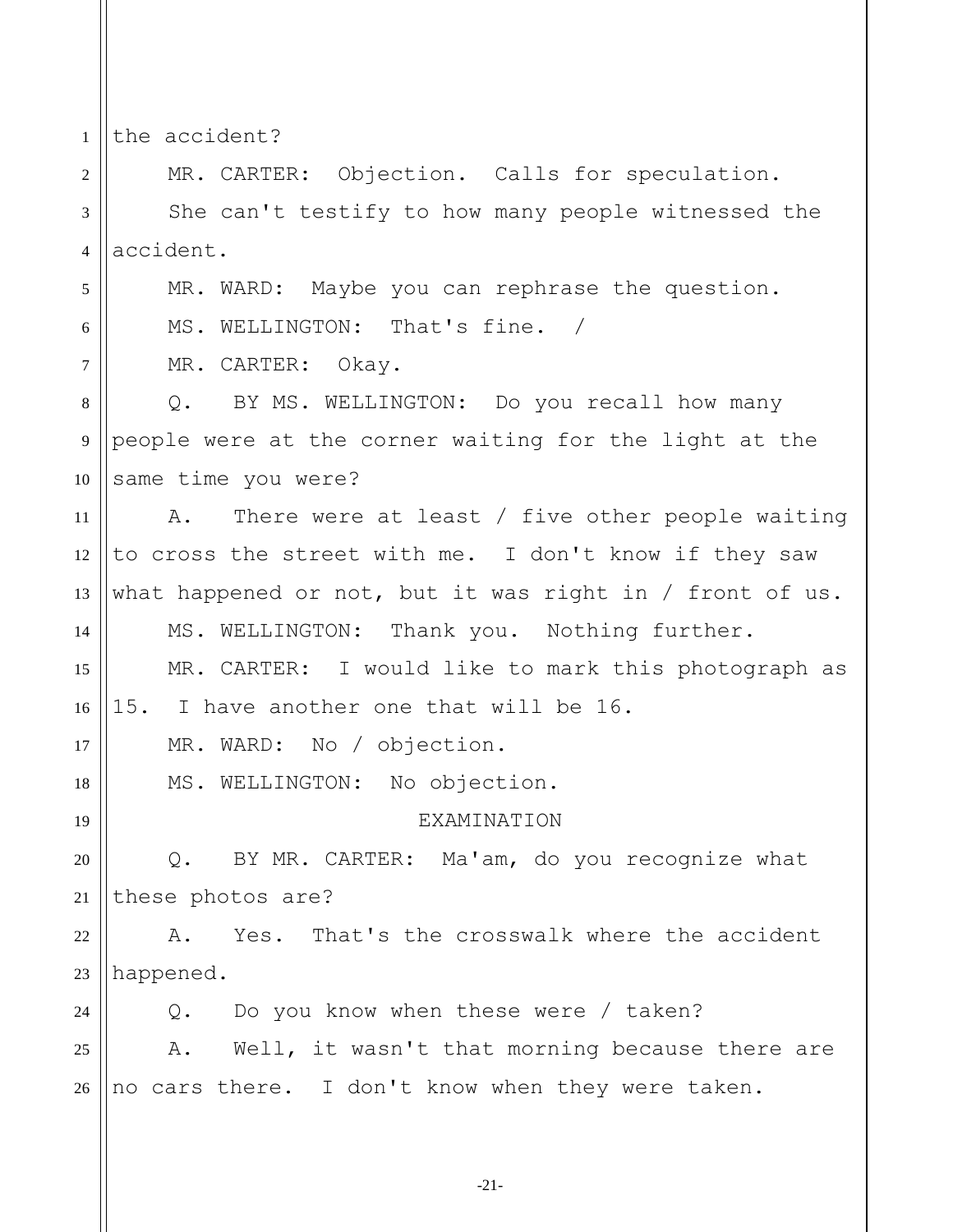the accident?

MR. CARTER: Objection. Calls for speculation.

She can't testify to how many people witnessed the accident.

MR. WARD: Maybe you can rephrase the question.

MS. WELLINGTON: That's fine. /

MR. CARTER: Okay.

Q. BY MS. WELLINGTON: Do you recall how many people were at the corner waiting for the light at the same time you were?

A. There were at least / five other people waiting to cross the street with me. I don't know if they saw what happened or not, but it was right in / front of us.

MS. WELLINGTON: Thank you. Nothing further.

MR. CARTER: I would like to mark this photograph as 15. I have another one that will be 16.

MR. WARD: No / objection.

MS. WELLINGTON: No objection.

EXAMINATION

Q. BY MR. CARTER: Ma'am, do you recognize what these photos are?

A. Yes. That's the crosswalk where the accident happened.

Q. Do you know when these were / taken?

A. Well, it wasn't that morning because there are no cars there. I don't know when they were taken.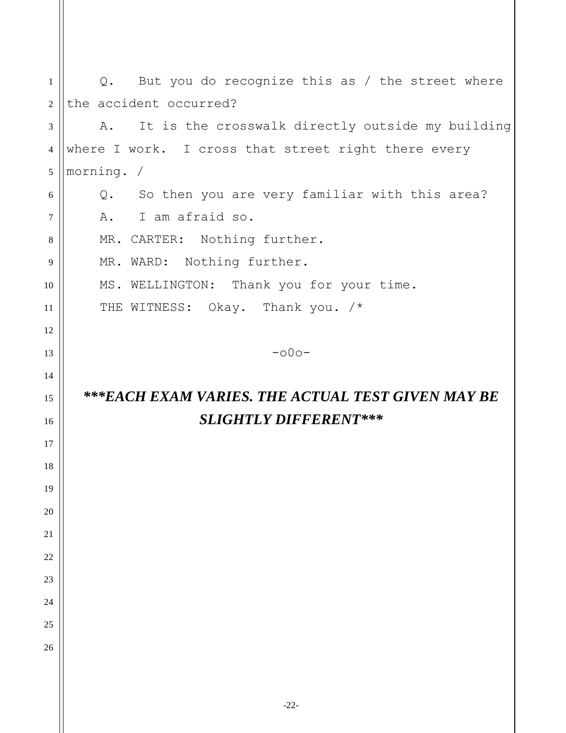Q. But you do recognize this as / the street where the accident occurred?

A. It is the crosswalk directly outside my building where I work. I cross that street right there every morning. /

Q. So then you are very familiar with this area?

A. I am afraid so.

MR. CARTER: Nothing further.

MR. WARD: Nothing further.

MS. WELLINGTON: Thank you for your time.

THE WITNESS: Okay. Thank you. /*

-o0o-

***EACH EXAM VARIES. THE ACTUAL TEST GIVEN MAY BE SLIGHTLY DIFFERENT***